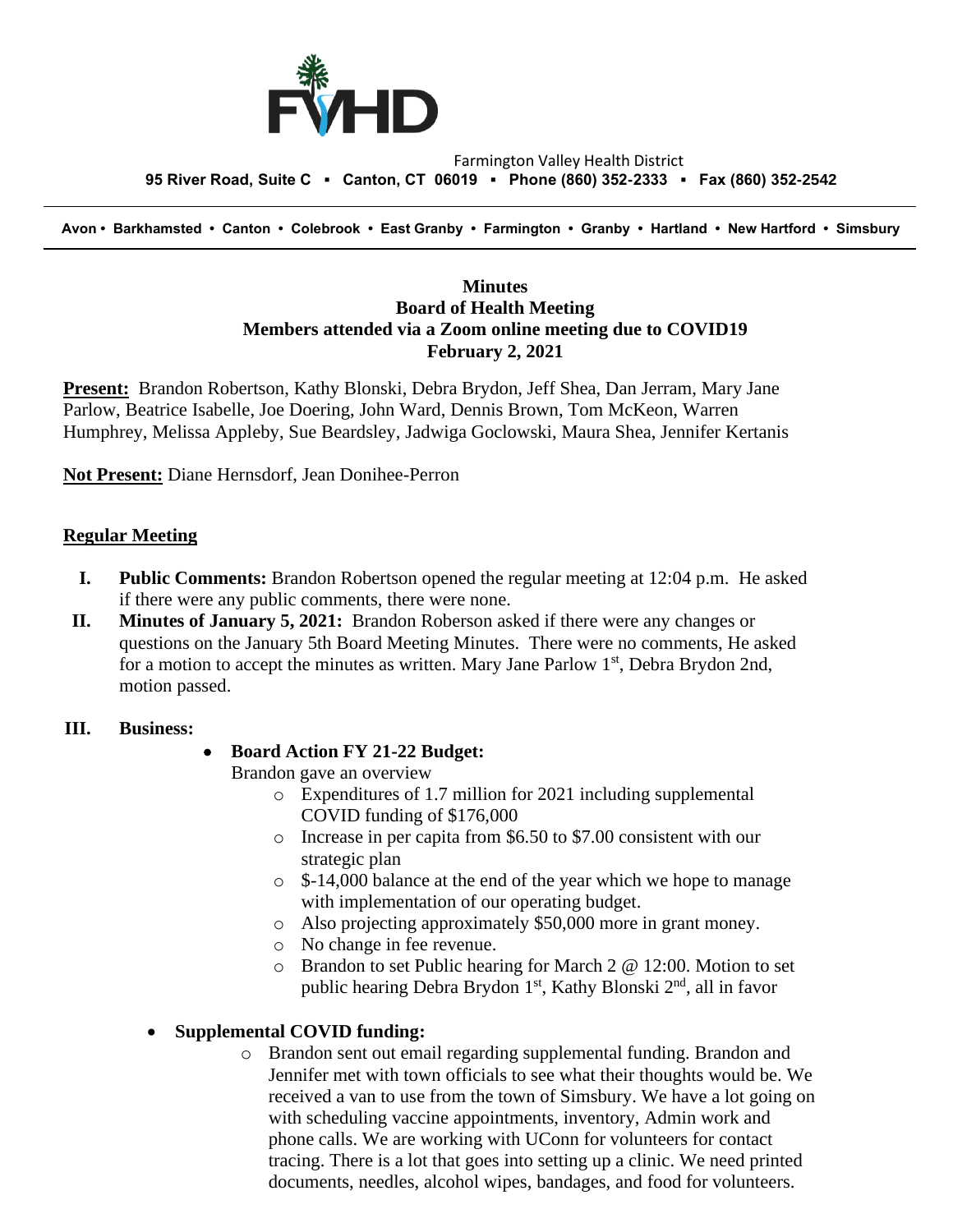Farmington Valley Health District
**95 River Road, Suite C ▪ Canton, CT 06019 ▪ Phone (860) 352-2333 ▪ Fax (860) 352-2542**

**Avon • Barkhamsted • Canton • Colebrook • East Granby • Farmington • Granby • Hartland • New Hartford • Simsbury**

---

**Minutes**
**Board of Health Meeting**
**Members attended via a Zoom online meeting due to COVID19**
**February 2, 2021**

**Present:** Brandon Robertson, Kathy Blonski, Debra Brydon, Jeff Shea, Dan Jerram, Mary Jane Parlow, Beatrice Isabelle, Joe Doering, John Ward, Dennis Brown, Tom McKeon, Warren Humphrey, Melissa Appleby, Sue Beardsley, Jadwiga Goclowski, Maura Shea, Jennifer Kertanis

**Not Present:** Diane Hernsdorf, Jean Donihee-Perron

**Regular Meeting**

I. **Public Comments:** Brandon Robertson opened the regular meeting at 12:04 p.m. He asked if there were any public comments, there were none.

II. **Minutes of January 5, 2021:** Brandon Roberson asked if there were any changes or questions on the January 5th Board Meeting Minutes. There were no comments, He asked for a motion to accept the minutes as written. Mary Jane Parlow 1st, Debra Brydon 2nd, motion passed.

III. **Business:**

- **Board Action FY 21-22 Budget:**
  Brandon gave an overview
  - Expenditures of 1.7 million for 2021 including supplemental COVID funding of $176,000
  - Increase in per capita from $6.50 to $7.00 consistent with our strategic plan
  - $-14,000 balance at the end of the year which we hope to manage with implementation of our operating budget.
  - Also projecting approximately $50,000 more in grant money.
  - No change in fee revenue.
  - Brandon to set Public hearing for March 2 @ 12:00. Motion to set public hearing Debra Brydon 1st, Kathy Blonski 2nd, all in favor

- **Supplemental COVID funding:**
  - Brandon sent out email regarding supplemental funding. Brandon and Jennifer met with town officials to see what their thoughts would be. We received a van to use from the town of Simsbury. We have a lot going on with scheduling vaccine appointments, inventory, Admin work and phone calls. We are working with UConn for volunteers for contact tracing. There is a lot that goes into setting up a clinic. We need printed documents, needles, alcohol wipes, bandages, and food for volunteers.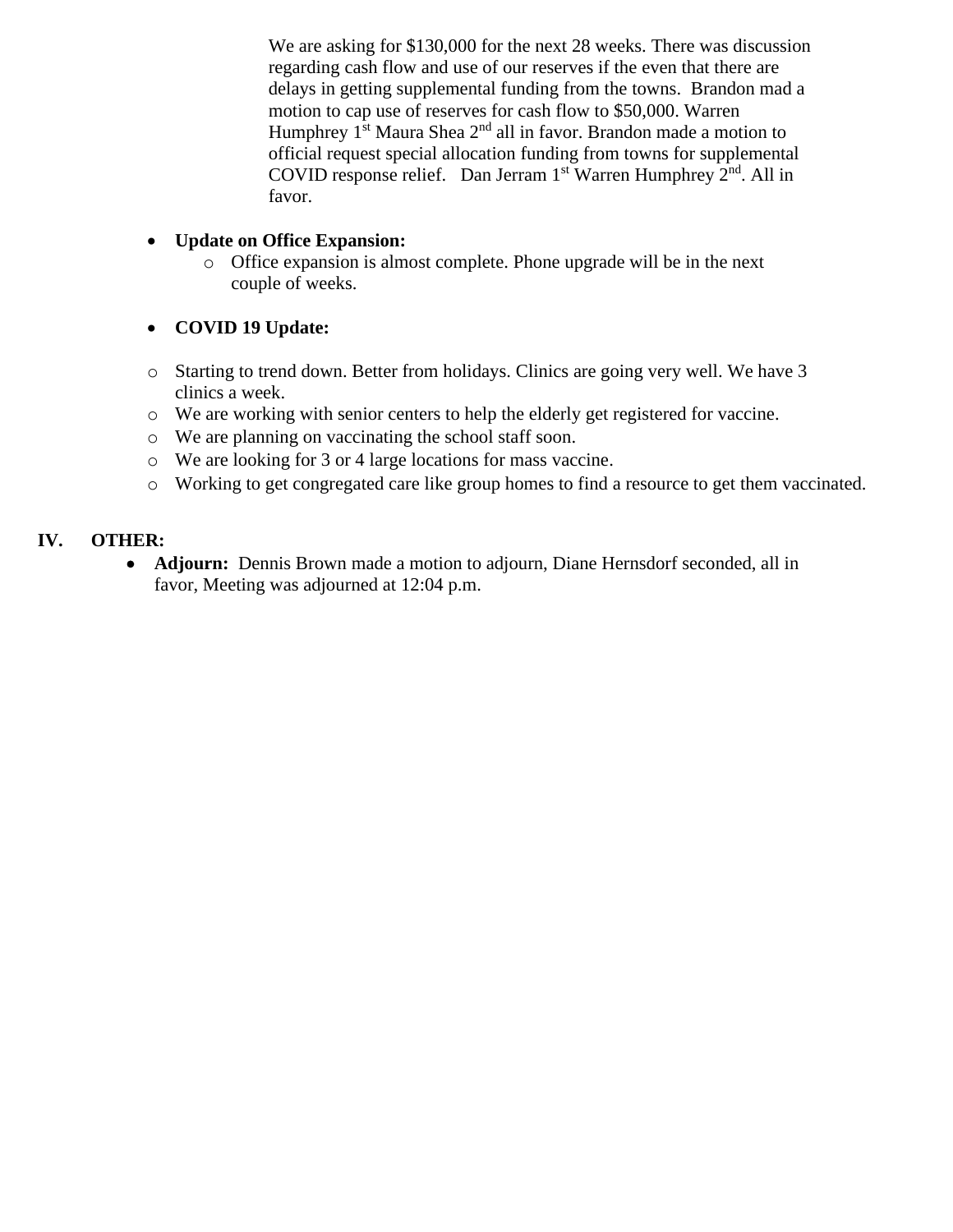We are asking for $130,000 for the next 28 weeks. There was discussion regarding cash flow and use of our reserves if the even that there are delays in getting supplemental funding from the towns. Brandon mad a motion to cap use of reserves for cash flow to $50,000. Warren Humphrey 1st Maura Shea 2nd all in favor. Brandon made a motion to official request special allocation funding from towns for supplemental COVID response relief. Dan Jerram 1st Warren Humphrey 2nd. All in favor.

- **Update on Office Expansion:**
  - Office expansion is almost complete. Phone upgrade will be in the next couple of weeks.

- **COVID 19 Update:**

  - Starting to trend down. Better from holidays. Clinics are going very well. We have 3 clinics a week.
  - We are working with senior centers to help the elderly get registered for vaccine.
  - We are planning on vaccinating the school staff soon.
  - We are looking for 3 or 4 large locations for mass vaccine.
  - Working to get congregated care like group homes to find a resource to get them vaccinated.

## IV. OTHER:

- **Adjourn:** Dennis Brown made a motion to adjourn, Diane Hernsdorf seconded, all in favor, Meeting was adjourned at 12:04 p.m.